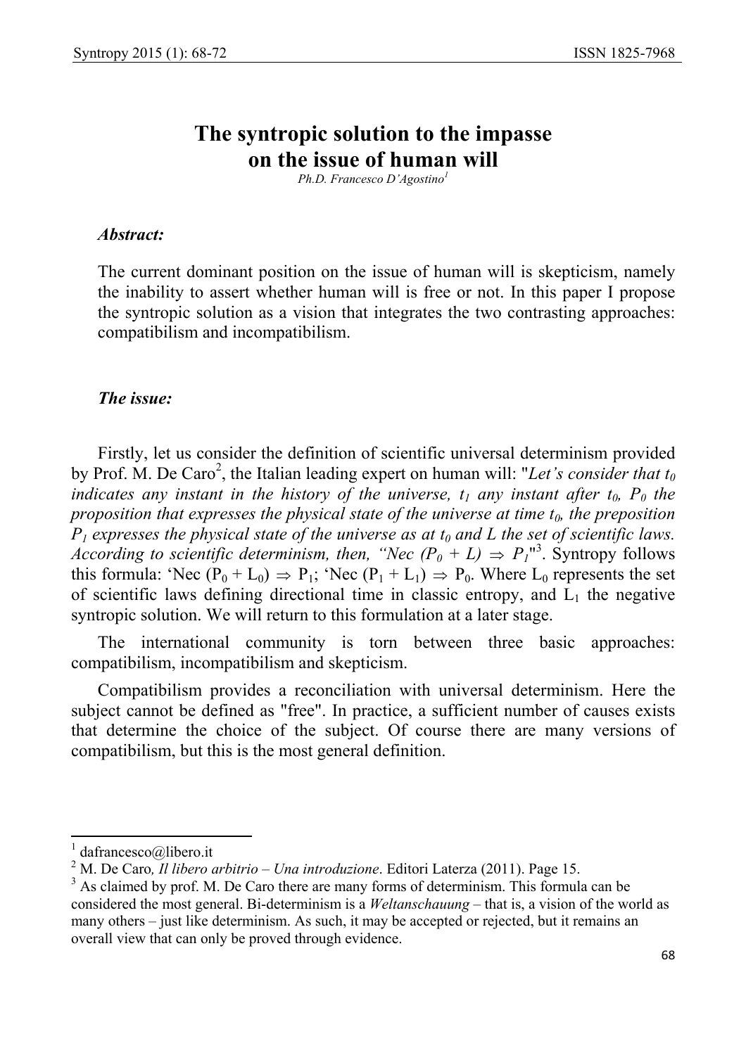# The syntropic solution to the impasse on the issue of human will

*Ph.D. Francesco D'Agostino*[1]

***Abstract:***

The current dominant position on the issue of human will is skepticism, namely the inability to assert whether human will is free or not. In this paper I propose the syntropic solution as a vision that integrates the two contrasting approaches: compatibilism and incompatibilism.

***The issue:***

Firstly, let us consider the definition of scientific universal determinism provided by Prof. M. De Caro[2], the Italian leading expert on human will: "*Let's consider that $t_0$ indicates any instant in the history of the universe, $t_1$ any instant after $t_0$, $P_0$ the proposition that expresses the physical state of the universe at time $t_0$, the preposition $P_1$ expresses the physical state of the universe as at $t_0$ and L the set of scientific laws. According to scientific determinism, then, "Nec ($P_0$ + L) $\Rightarrow$ $P_1$*"[3]. Syntropy follows this formula: 'Nec ($P_0$ + $L_0$) $\Rightarrow$ $P_1$; 'Nec ($P_1$ + $L_1$) $\Rightarrow$ $P_0$. Where $L_0$ represents the set of scientific laws defining directional time in classic entropy, and $L_1$ the negative syntropic solution. We will return to this formulation at a later stage.

The international community is torn between three basic approaches: compatibilism, incompatibilism and skepticism.

Compatibilism provides a reconciliation with universal determinism. Here the subject cannot be defined as "free". In practice, a sufficient number of causes exists that determine the choice of the subject. Of course there are many versions of compatibilism, but this is the most general definition.

---

[1] dafrancesco@libero.it

[2] M. De Caro*, Il libero arbitrio – Una introduzione*. Editori Laterza (2011). Page 15.

[3] As claimed by prof. M. De Caro there are many forms of determinism. This formula can be considered the most general. Bi-determinism is a *Weltanschauung* – that is, a vision of the world as many others – just like determinism. As such, it may be accepted or rejected, but it remains an overall view that can only be proved through evidence.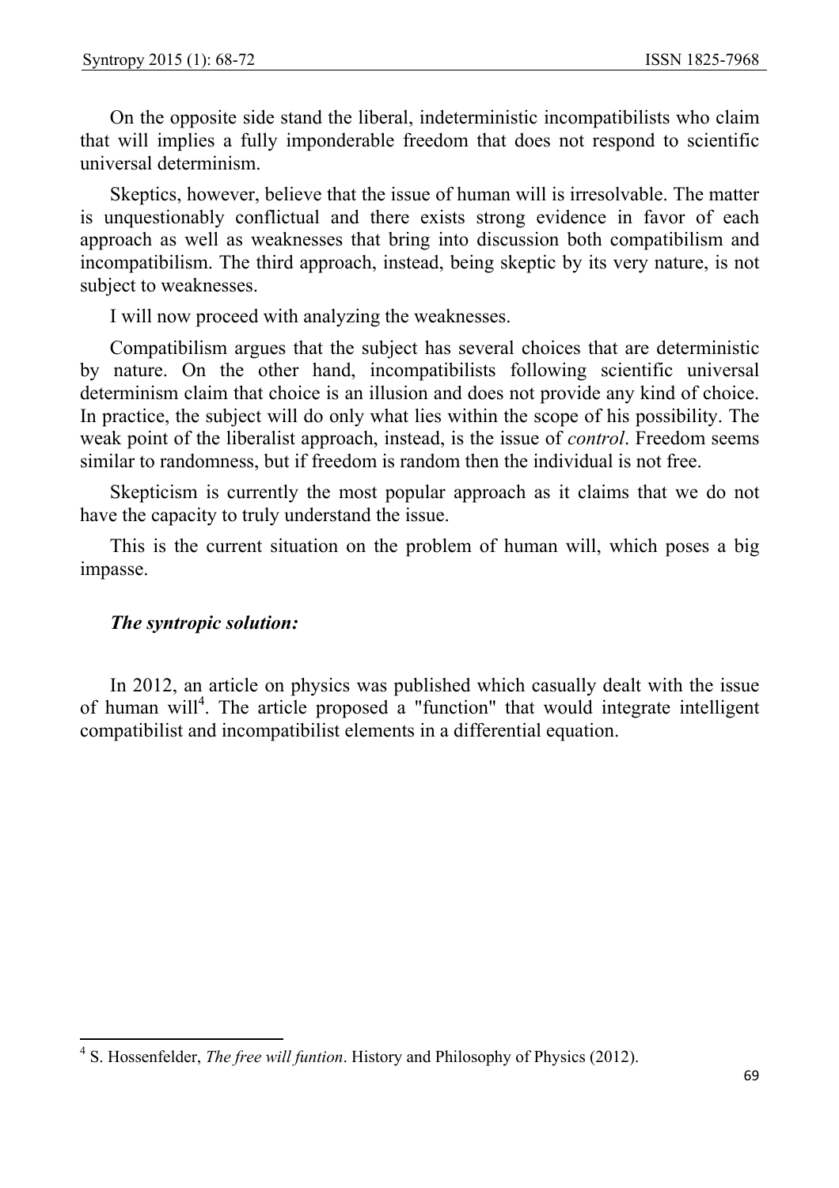On the opposite side stand the liberal, indeterministic incompatibilists who claim that will implies a fully imponderable freedom that does not respond to scientific universal determinism.

Skeptics, however, believe that the issue of human will is irresolvable. The matter is unquestionably conflictual and there exists strong evidence in favor of each approach as well as weaknesses that bring into discussion both compatibilism and incompatibilism. The third approach, instead, being skeptic by its very nature, is not subject to weaknesses.

I will now proceed with analyzing the weaknesses.

Compatibilism argues that the subject has several choices that are deterministic by nature. On the other hand, incompatibilists following scientific universal determinism claim that choice is an illusion and does not provide any kind of choice. In practice, the subject will do only what lies within the scope of his possibility. The weak point of the liberalist approach, instead, is the issue of *control*. Freedom seems similar to randomness, but if freedom is random then the individual is not free.

Skepticism is currently the most popular approach as it claims that we do not have the capacity to truly understand the issue.

This is the current situation on the problem of human will, which poses a big impasse.

### ***The syntropic solution:***

In 2012, an article on physics was published which casually dealt with the issue of human will[4]. The article proposed a "function" that would integrate intelligent compatibilist and incompatibilist elements in a differential equation.

---

[4] S. Hossenfelder, *The free will funtion*. History and Philosophy of Physics (2012).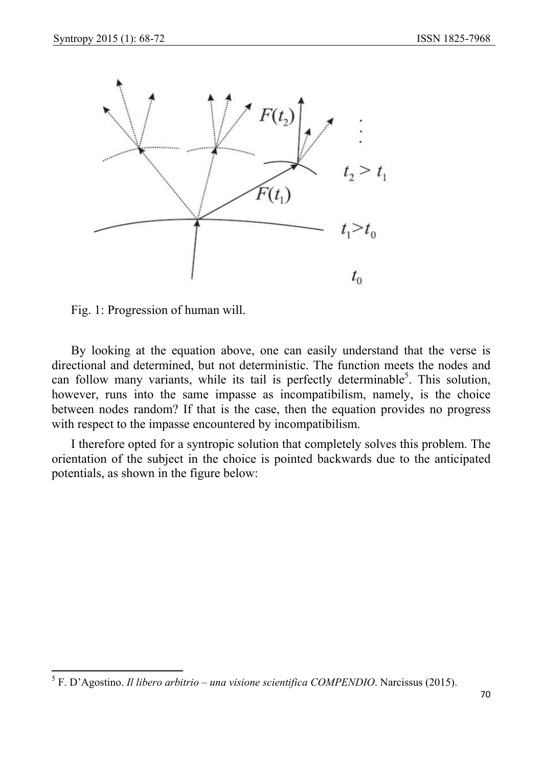Fig. 1: Progression of human will.

By looking at the equation above, one can easily understand that the verse is directional and determined, but not deterministic. The function meets the nodes and can follow many variants, while its tail is perfectly determinable[5]. This solution, however, runs into the same impasse as incompatibilism, namely, is the choice between nodes random? If that is the case, then the equation provides no progress with respect to the impasse encountered by incompatibilism.

I therefore opted for a syntropic solution that completely solves this problem. The orientation of the subject in the choice is pointed backwards due to the anticipated potentials, as shown in the figure below:

[5] F. D'Agostino. *Il libero arbitrio – una visione scientifica COMPENDIO*. Narcissus (2015).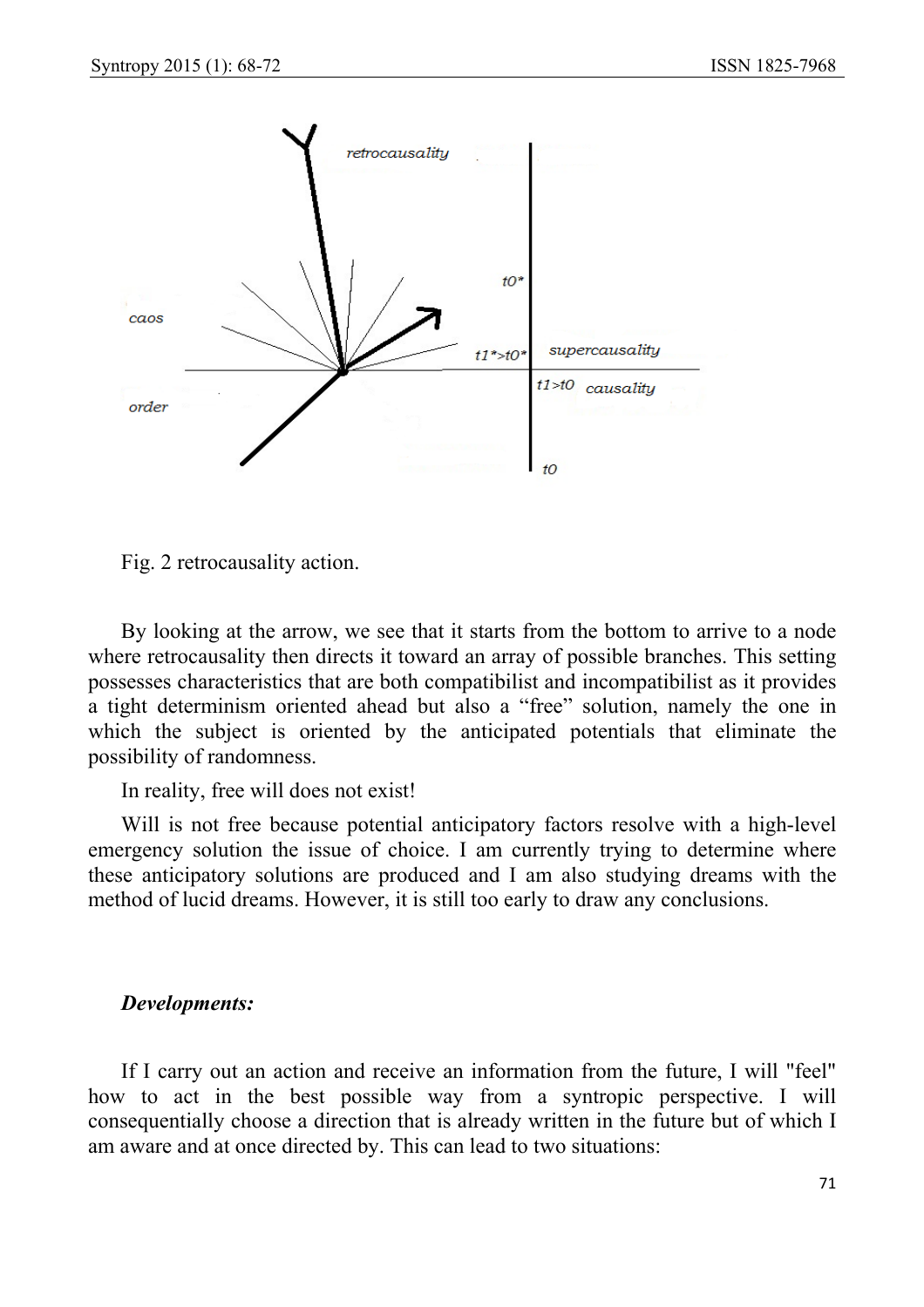Fig. 2 retrocausality action.

By looking at the arrow, we see that it starts from the bottom to arrive to a node where retrocausality then directs it toward an array of possible branches. This setting possesses characteristics that are both compatibilist and incompatibilist as it provides a tight determinism oriented ahead but also a "free" solution, namely the one in which the subject is oriented by the anticipated potentials that eliminate the possibility of randomness.

In reality, free will does not exist!

Will is not free because potential anticipatory factors resolve with a high-level emergency solution the issue of choice. I am currently trying to determine where these anticipatory solutions are produced and I am also studying dreams with the method of lucid dreams. However, it is still too early to draw any conclusions.

***Developments:***

If I carry out an action and receive an information from the future, I will "feel" how to act in the best possible way from a syntropic perspective. I will consequentially choose a direction that is already written in the future but of which I am aware and at once directed by. This can lead to two situations: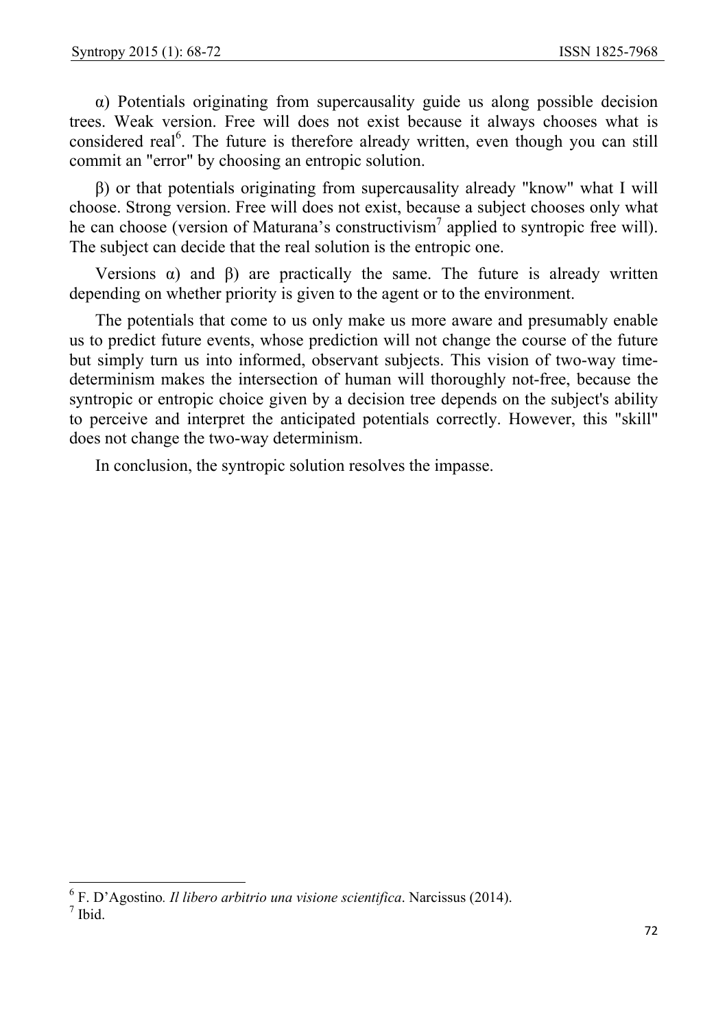α) Potentials originating from supercausality guide us along possible decision trees. Weak version. Free will does not exist because it always chooses what is considered real[6]. The future is therefore already written, even though you can still commit an "error" by choosing an entropic solution.

β) or that potentials originating from supercausality already "know" what I will choose. Strong version. Free will does not exist, because a subject chooses only what he can choose (version of Maturana's constructivism[7] applied to syntropic free will). The subject can decide that the real solution is the entropic one.

Versions α) and β) are practically the same. The future is already written depending on whether priority is given to the agent or to the environment.

The potentials that come to us only make us more aware and presumably enable us to predict future events, whose prediction will not change the course of the future but simply turn us into informed, observant subjects. This vision of two-way time-determinism makes the intersection of human will thoroughly not-free, because the syntropic or entropic choice given by a decision tree depends on the subject's ability to perceive and interpret the anticipated potentials correctly. However, this "skill" does not change the two-way determinism.

In conclusion, the syntropic solution resolves the impasse.

---

[6] F. D'Agostino. *Il libero arbitrio una visione scientifica*. Narcissus (2014).

[7] Ibid.